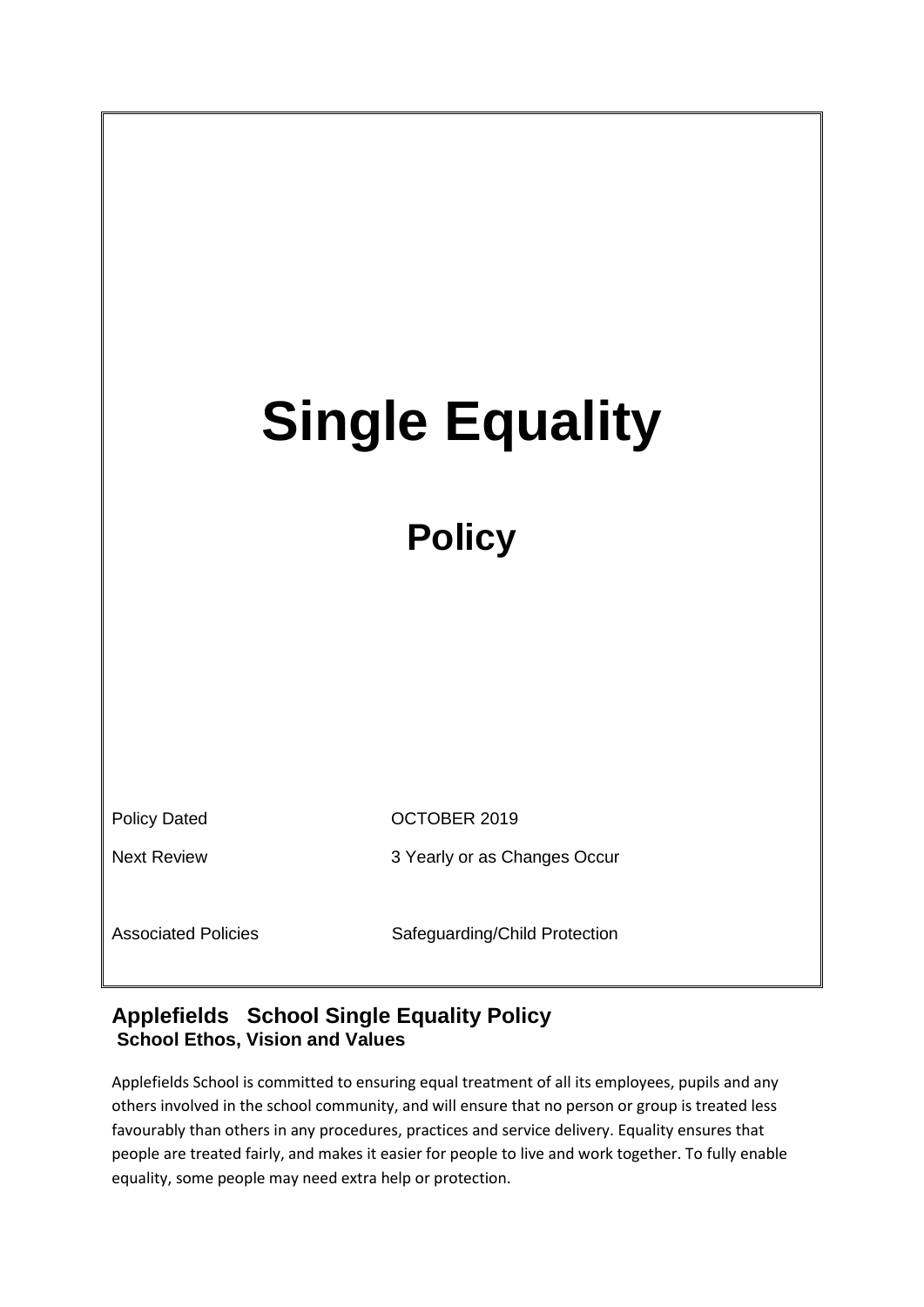# Single Equality

## Policy

| | |
|---|---|
| Policy Dated | OCTOBER 2019 |
| Next Review | 3 Yearly or as Changes Occur |
| Associated Policies | Safeguarding/Child Protection |

## Applefields School Single Equality Policy

### School Ethos, Vision and Values

Applefields School is committed to ensuring equal treatment of all its employees, pupils and any others involved in the school community, and will ensure that no person or group is treated less favourably than others in any procedures, practices and service delivery. Equality ensures that people are treated fairly, and makes it easier for people to live and work together. To fully enable equality, some people may need extra help or protection.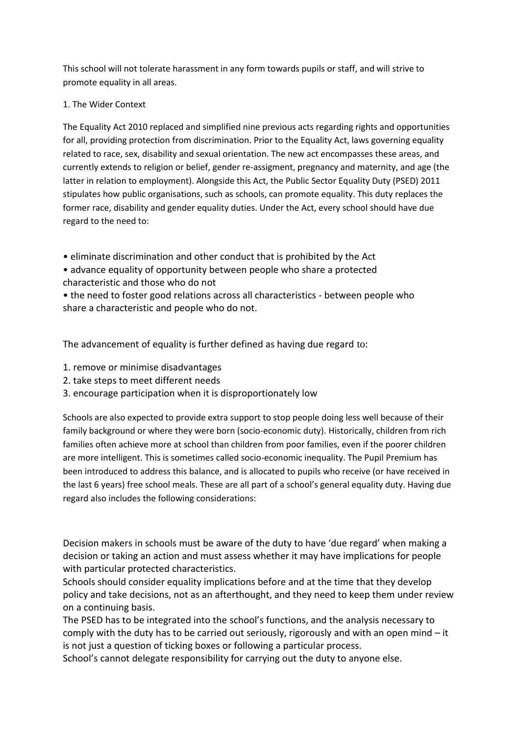This school will not tolerate harassment in any form towards pupils or staff, and will strive to promote equality in all areas.

## 1. The Wider Context

The Equality Act 2010 replaced and simplified nine previous acts regarding rights and opportunities for all, providing protection from discrimination. Prior to the Equality Act, laws governing equality related to race, sex, disability and sexual orientation. The new act encompasses these areas, and currently extends to religion or belief, gender re-assigment, pregnancy and maternity, and age (the latter in relation to employment). Alongside this Act, the Public Sector Equality Duty (PSED) 2011 stipulates how public organisations, such as schools, can promote equality. This duty replaces the former race, disability and gender equality duties. Under the Act, every school should have due regard to the need to:

- eliminate discrimination and other conduct that is prohibited by the Act
- advance equality of opportunity between people who share a protected characteristic and those who do not
- the need to foster good relations across all characteristics - between people who share a characteristic and people who do not.

The advancement of equality is further defined as having due regard to:

1. remove or minimise disadvantages
2. take steps to meet different needs
3. encourage participation when it is disproportionately low

Schools are also expected to provide extra support to stop people doing less well because of their family background or where they were born (socio-economic duty). Historically, children from rich families often achieve more at school than children from poor families, even if the poorer children are more intelligent. This is sometimes called socio-economic inequality. The Pupil Premium has been introduced to address this balance, and is allocated to pupils who receive (or have received in the last 6 years) free school meals. These are all part of a school's general equality duty. Having due regard also includes the following considerations:

Decision makers in schools must be aware of the duty to have 'due regard' when making a decision or taking an action and must assess whether it may have implications for people with particular protected characteristics.

Schools should consider equality implications before and at the time that they develop policy and take decisions, not as an afterthought, and they need to keep them under review on a continuing basis.

The PSED has to be integrated into the school's functions, and the analysis necessary to comply with the duty has to be carried out seriously, rigorously and with an open mind – it is not just a question of ticking boxes or following a particular process.

School's cannot delegate responsibility for carrying out the duty to anyone else.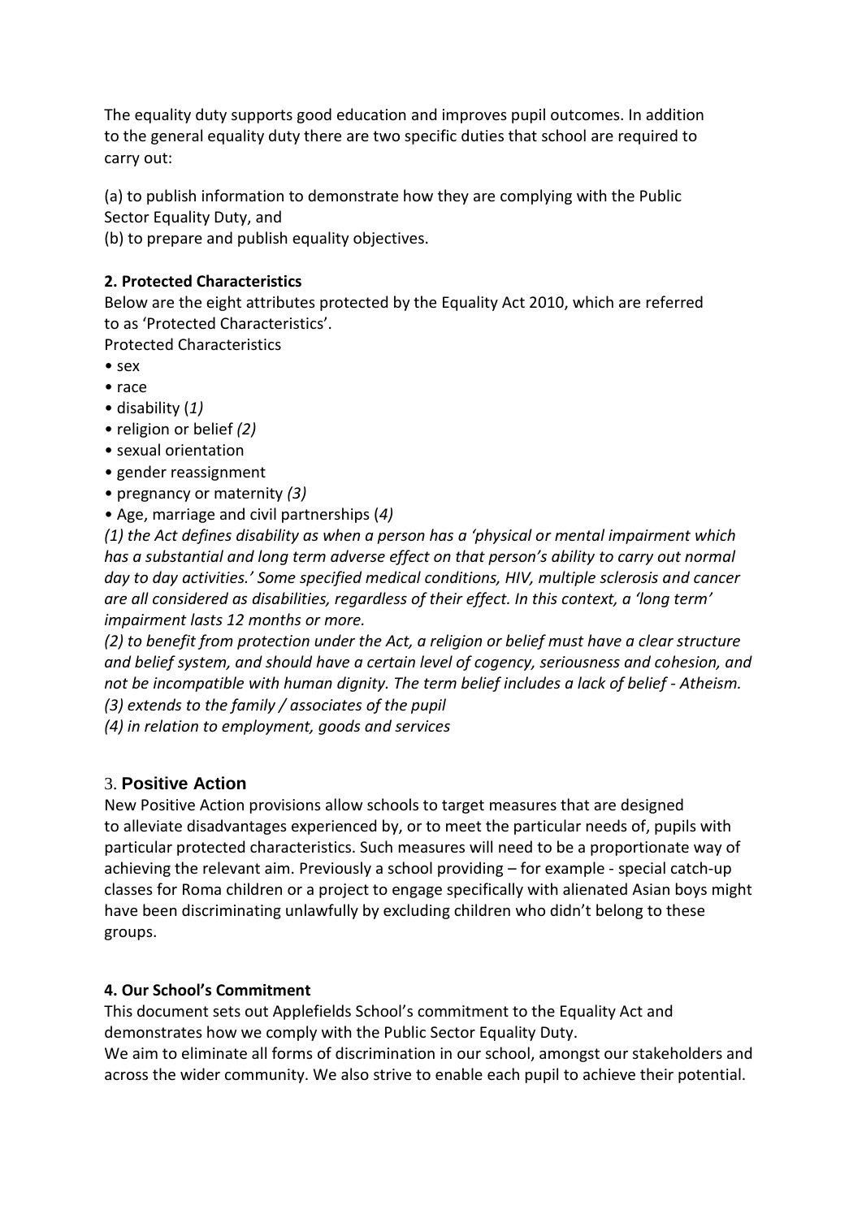The equality duty supports good education and improves pupil outcomes. In addition to the general equality duty there are two specific duties that school are required to carry out:

(a) to publish information to demonstrate how they are complying with the Public Sector Equality Duty, and
(b) to prepare and publish equality objectives.

**2. Protected Characteristics**

Below are the eight attributes protected by the Equality Act 2010, which are referred to as 'Protected Characteristics'.
Protected Characteristics

- sex
- race
- disability (*1)*
- religion or belief *(2)*
- sexual orientation
- gender reassignment
- pregnancy or maternity *(3)*
- Age, marriage and civil partnerships (*4)*

*(1) the Act defines disability as when a person has a 'physical or mental impairment which has a substantial and long term adverse effect on that person's ability to carry out normal day to day activities.' Some specified medical conditions, HIV, multiple sclerosis and cancer are all considered as disabilities, regardless of their effect. In this context, a 'long term' impairment lasts 12 months or more.*
*(2) to benefit from protection under the Act, a religion or belief must have a clear structure and belief system, and should have a certain level of cogency, seriousness and cohesion, and not be incompatible with human dignity. The term belief includes a lack of belief - Atheism.*
*(3) extends to the family / associates of the pupil*
*(4) in relation to employment, goods and services*

### 3. Positive Action

New Positive Action provisions allow schools to target measures that are designed to alleviate disadvantages experienced by, or to meet the particular needs of, pupils with particular protected characteristics. Such measures will need to be a proportionate way of achieving the relevant aim. Previously a school providing – for example - special catch-up classes for Roma children or a project to engage specifically with alienated Asian boys might have been discriminating unlawfully by excluding children who didn't belong to these groups.

**4. Our School's Commitment**

This document sets out Applefields School's commitment to the Equality Act and demonstrates how we comply with the Public Sector Equality Duty.
We aim to eliminate all forms of discrimination in our school, amongst our stakeholders and across the wider community. We also strive to enable each pupil to achieve their potential.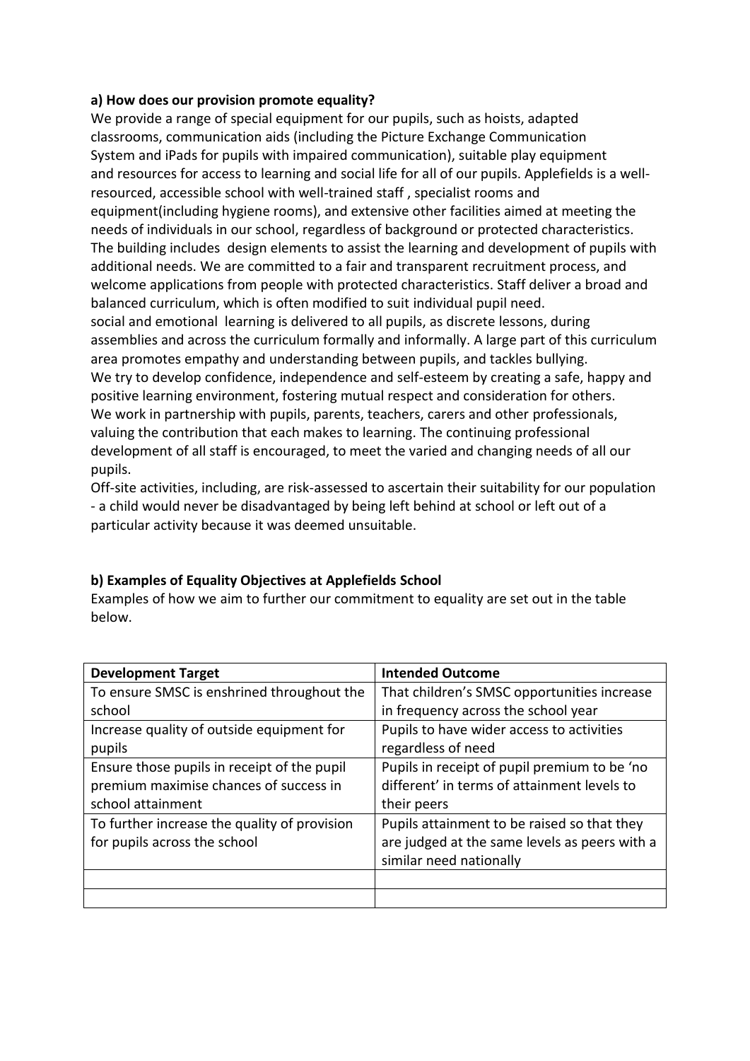**a) How does our provision promote equality?**

We provide a range of special equipment for our pupils, such as hoists, adapted classrooms, communication aids (including the Picture Exchange Communication System and iPads for pupils with impaired communication), suitable play equipment and resources for access to learning and social life for all of our pupils. Applefields is a well-resourced, accessible school with well-trained staff , specialist rooms and equipment(including hygiene rooms), and extensive other facilities aimed at meeting the needs of individuals in our school, regardless of background or protected characteristics. The building includes design elements to assist the learning and development of pupils with additional needs. We are committed to a fair and transparent recruitment process, and welcome applications from people with protected characteristics. Staff deliver a broad and balanced curriculum, which is often modified to suit individual pupil need.

social and emotional learning is delivered to all pupils, as discrete lessons, during assemblies and across the curriculum formally and informally. A large part of this curriculum area promotes empathy and understanding between pupils, and tackles bullying.

We try to develop confidence, independence and self-esteem by creating a safe, happy and positive learning environment, fostering mutual respect and consideration for others.

We work in partnership with pupils, parents, teachers, carers and other professionals, valuing the contribution that each makes to learning. The continuing professional development of all staff is encouraged, to meet the varied and changing needs of all our pupils.

Off-site activities, including, are risk-assessed to ascertain their suitability for our population - a child would never be disadvantaged by being left behind at school or left out of a particular activity because it was deemed unsuitable.

**b) Examples of Equality Objectives at Applefields School**

Examples of how we aim to further our commitment to equality are set out in the table below.

| Development Target | Intended Outcome |
| --- | --- |
| To ensure SMSC is enshrined throughout the school | That children's SMSC opportunities increase in frequency across the school year |
| Increase quality of outside equipment for pupils | Pupils to have wider access to activities regardless of need |
| Ensure those pupils in receipt of the pupil premium maximise chances of success in school attainment | Pupils in receipt of pupil premium to be 'no different' in terms of attainment levels to their peers |
| To further increase the quality of provision for pupils across the school | Pupils attainment to be raised so that they are judged at the same levels as peers with a similar need nationally |
| | |
| | |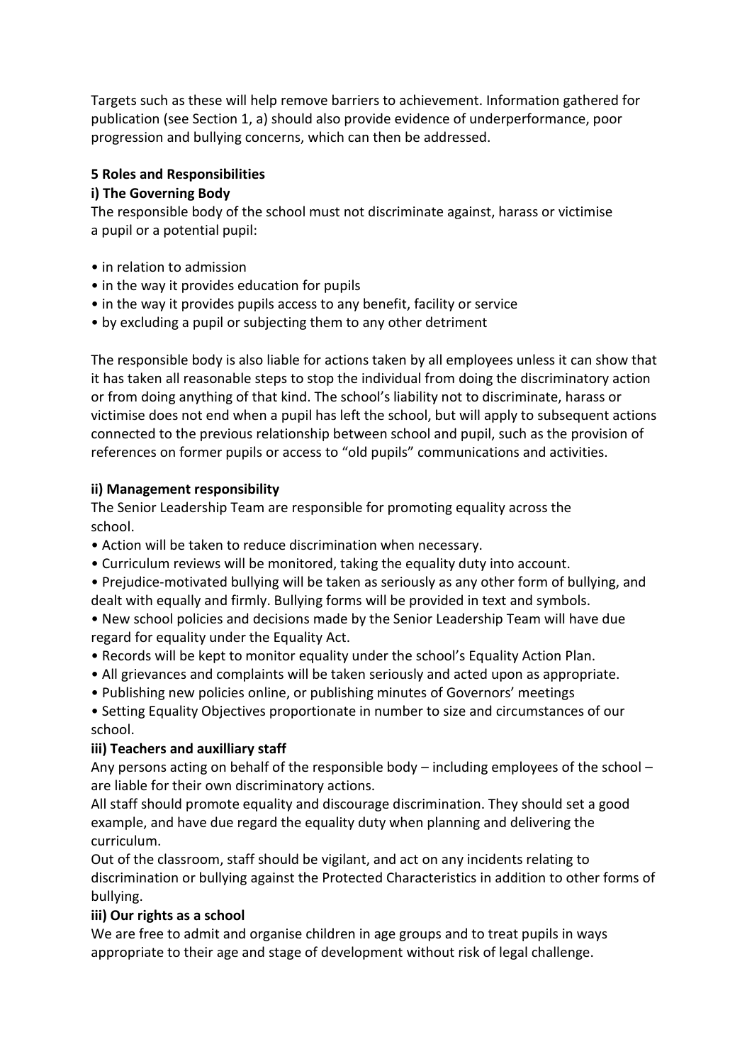Targets such as these will help remove barriers to achievement. Information gathered for publication (see Section 1, a) should also provide evidence of underperformance, poor progression and bullying concerns, which can then be addressed.

## 5 Roles and Responsibilities

### i) The Governing Body

The responsible body of the school must not discriminate against, harass or victimise a pupil or a potential pupil:

- in relation to admission
- in the way it provides education for pupils
- in the way it provides pupils access to any benefit, facility or service
- by excluding a pupil or subjecting them to any other detriment

The responsible body is also liable for actions taken by all employees unless it can show that it has taken all reasonable steps to stop the individual from doing the discriminatory action or from doing anything of that kind. The school's liability not to discriminate, harass or victimise does not end when a pupil has left the school, but will apply to subsequent actions connected to the previous relationship between school and pupil, such as the provision of references on former pupils or access to "old pupils" communications and activities.

### ii) Management responsibility

The Senior Leadership Team are responsible for promoting equality across the school.

- Action will be taken to reduce discrimination when necessary.
- Curriculum reviews will be monitored, taking the equality duty into account.
- Prejudice-motivated bullying will be taken as seriously as any other form of bullying, and dealt with equally and firmly. Bullying forms will be provided in text and symbols.
- New school policies and decisions made by the Senior Leadership Team will have due regard for equality under the Equality Act.
- Records will be kept to monitor equality under the school's Equality Action Plan.
- All grievances and complaints will be taken seriously and acted upon as appropriate.
- Publishing new policies online, or publishing minutes of Governors' meetings
- Setting Equality Objectives proportionate in number to size and circumstances of our school.

### iii) Teachers and auxilliary staff

Any persons acting on behalf of the responsible body – including employees of the school – are liable for their own discriminatory actions.

All staff should promote equality and discourage discrimination. They should set a good example, and have due regard the equality duty when planning and delivering the curriculum.

Out of the classroom, staff should be vigilant, and act on any incidents relating to discrimination or bullying against the Protected Characteristics in addition to other forms of bullying.

### iii) Our rights as a school

We are free to admit and organise children in age groups and to treat pupils in ways appropriate to their age and stage of development without risk of legal challenge.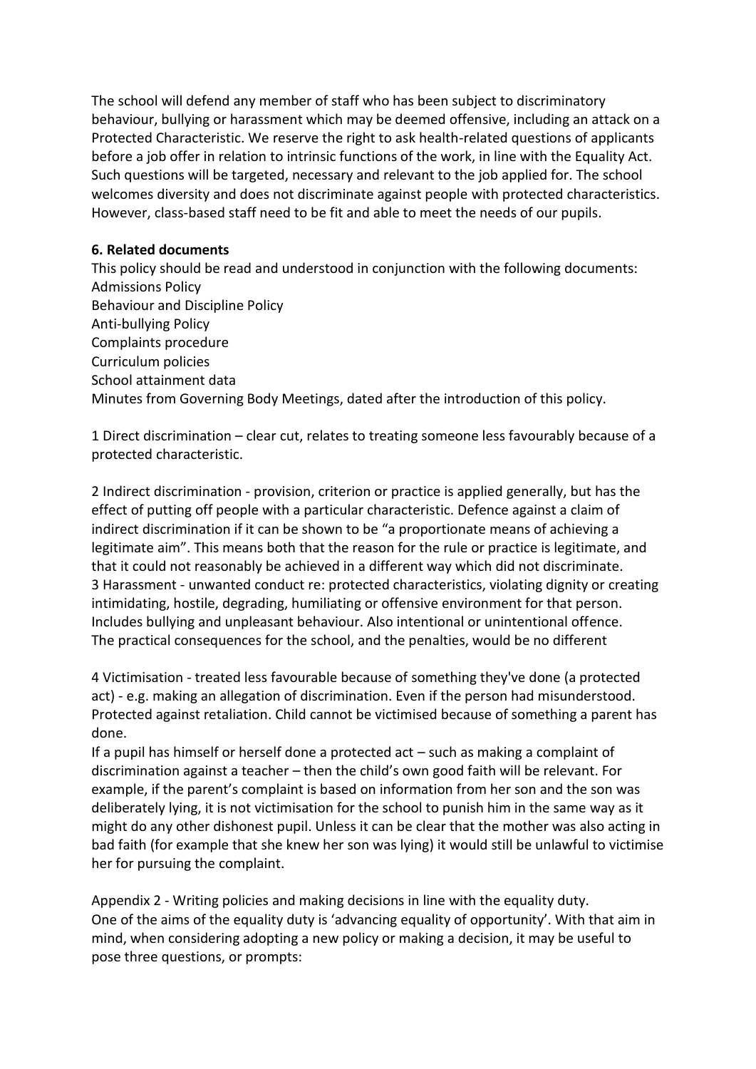The school will defend any member of staff who has been subject to discriminatory behaviour, bullying or harassment which may be deemed offensive, including an attack on a Protected Characteristic. We reserve the right to ask health-related questions of applicants before a job offer in relation to intrinsic functions of the work, in line with the Equality Act. Such questions will be targeted, necessary and relevant to the job applied for. The school welcomes diversity and does not discriminate against people with protected characteristics. However, class-based staff need to be fit and able to meet the needs of our pupils.

**6. Related documents**

This policy should be read and understood in conjunction with the following documents:
Admissions Policy
Behaviour and Discipline Policy
Anti-bullying Policy
Complaints procedure
Curriculum policies
School attainment data
Minutes from Governing Body Meetings, dated after the introduction of this policy.

1 Direct discrimination – clear cut, relates to treating someone less favourably because of a protected characteristic.

2 Indirect discrimination - provision, criterion or practice is applied generally, but has the effect of putting off people with a particular characteristic. Defence against a claim of indirect discrimination if it can be shown to be "a proportionate means of achieving a legitimate aim". This means both that the reason for the rule or practice is legitimate, and that it could not reasonably be achieved in a different way which did not discriminate.
3 Harassment - unwanted conduct re: protected characteristics, violating dignity or creating intimidating, hostile, degrading, humiliating or offensive environment for that person. Includes bullying and unpleasant behaviour. Also intentional or unintentional offence. The practical consequences for the school, and the penalties, would be no different

4 Victimisation - treated less favourable because of something they've done (a protected act) - e.g. making an allegation of discrimination. Even if the person had misunderstood. Protected against retaliation. Child cannot be victimised because of something a parent has done.
If a pupil has himself or herself done a protected act – such as making a complaint of discrimination against a teacher – then the child's own good faith will be relevant. For example, if the parent's complaint is based on information from her son and the son was deliberately lying, it is not victimisation for the school to punish him in the same way as it might do any other dishonest pupil. Unless it can be clear that the mother was also acting in bad faith (for example that she knew her son was lying) it would still be unlawful to victimise her for pursuing the complaint.

Appendix 2 - Writing policies and making decisions in line with the equality duty.
One of the aims of the equality duty is 'advancing equality of opportunity'. With that aim in mind, when considering adopting a new policy or making a decision, it may be useful to pose three questions, or prompts: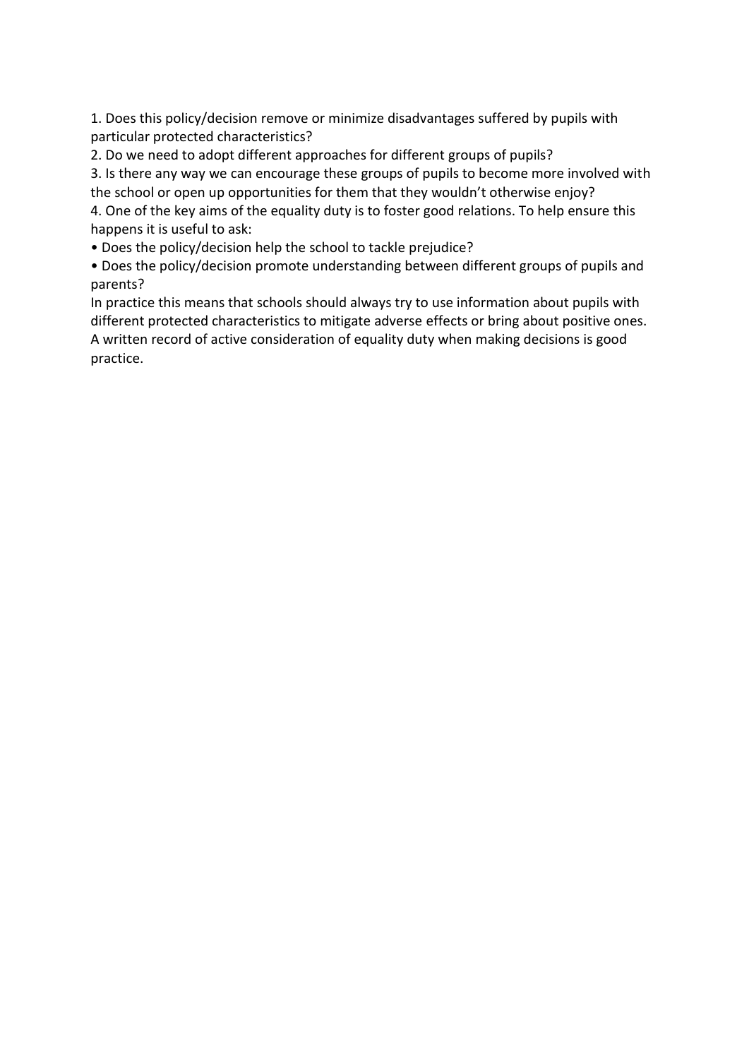1. Does this policy/decision remove or minimize disadvantages suffered by pupils with particular protected characteristics?
2. Do we need to adopt different approaches for different groups of pupils?
3. Is there any way we can encourage these groups of pupils to become more involved with the school or open up opportunities for them that they wouldn't otherwise enjoy?
4. One of the key aims of the equality duty is to foster good relations. To help ensure this happens it is useful to ask:

- Does the policy/decision help the school to tackle prejudice?
- Does the policy/decision promote understanding between different groups of pupils and parents?

In practice this means that schools should always try to use information about pupils with different protected characteristics to mitigate adverse effects or bring about positive ones. A written record of active consideration of equality duty when making decisions is good practice.